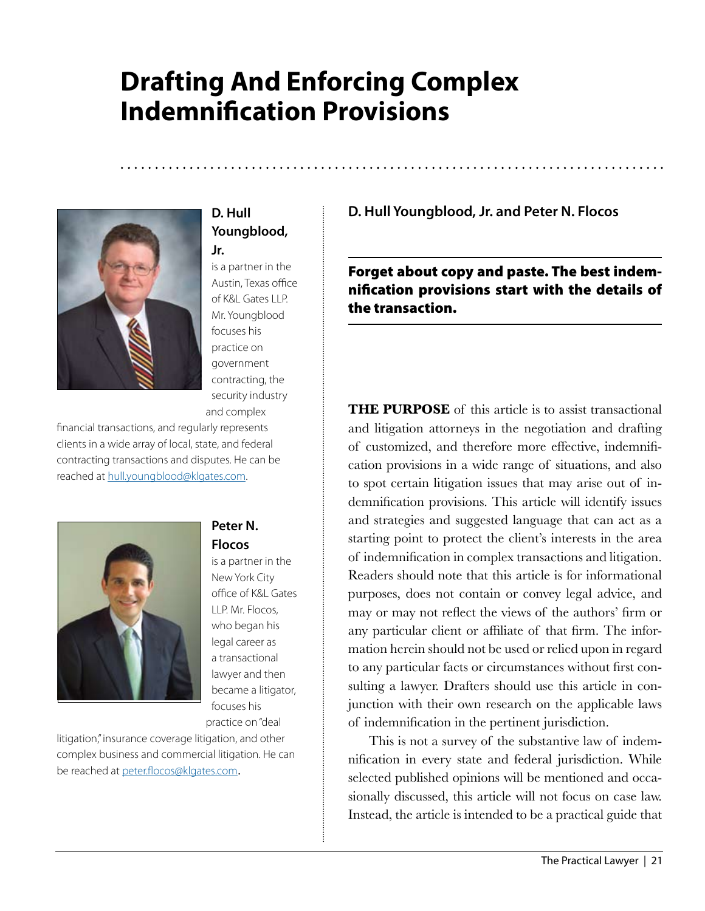# Drafting And Enforcing Complex Indemnification Provisions

**D. Hull Youngblood, Jr.** is a partner in the Austin, Texas office of K&L Gates LLP. Mr. Youngblood focuses his practice on government contracting, the security industry and complex financial transactions, and regularly represents clients in a wide array of local, state, and federal contracting transactions and disputes. He can be reached at hull.youngblood@klgates.com.

**Peter N. Flocos** is a partner in the New York City office of K&L Gates LLP. Mr. Flocos, who began his legal career as a transactional lawyer and then became a litigator, focuses his practice on "deal litigation," insurance coverage litigation, and other complex business and commercial litigation. He can be reached at peter.flocos@klgates.com.

**D. Hull Youngblood, Jr. and Peter N. Flocos**

**Forget about copy and paste. The best indemnification provisions start with the details of the transaction.**

**THE PURPOSE** of this article is to assist transactional and litigation attorneys in the negotiation and drafting of customized, and therefore more effective, indemnification provisions in a wide range of situations, and also to spot certain litigation issues that may arise out of indemnification provisions. This article will identify issues and strategies and suggested language that can act as a starting point to protect the client's interests in the area of indemnification in complex transactions and litigation. Readers should note that this article is for informational purposes, does not contain or convey legal advice, and may or may not reflect the views of the authors' firm or any particular client or affiliate of that firm. The information herein should not be used or relied upon in regard to any particular facts or circumstances without first consulting a lawyer. Drafters should use this article in conjunction with their own research on the applicable laws of indemnification in the pertinent jurisdiction.

This is not a survey of the substantive law of indemnification in every state and federal jurisdiction. While selected published opinions will be mentioned and occasionally discussed, this article will not focus on case law. Instead, the article is intended to be a practical guide that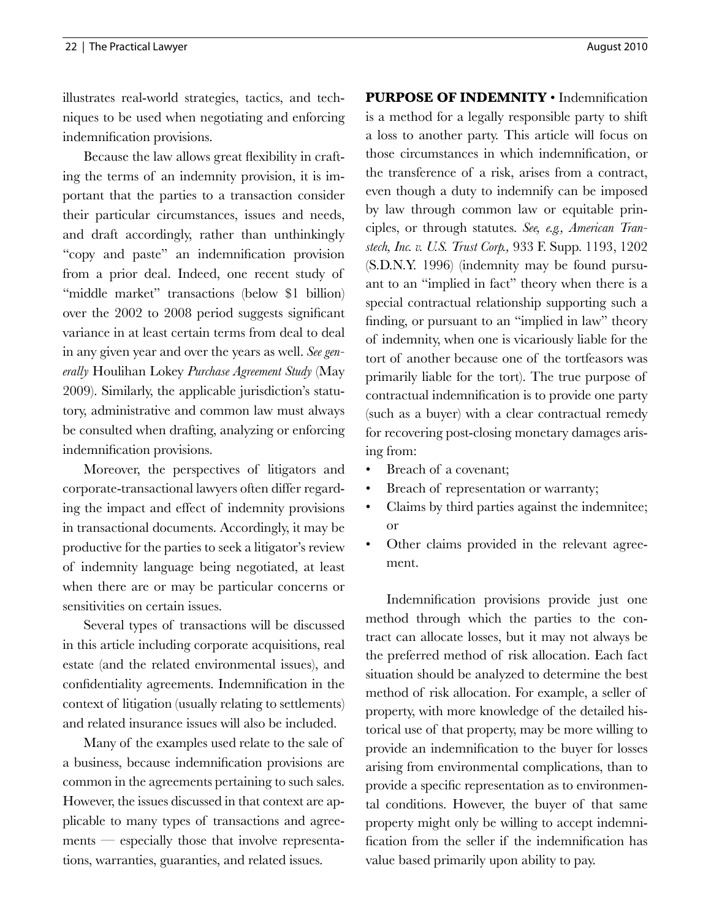illustrates real-world strategies, tactics, and techniques to be used when negotiating and enforcing indemnification provisions.

Because the law allows great flexibility in crafting the terms of an indemnity provision, it is important that the parties to a transaction consider their particular circumstances, issues and needs, and draft accordingly, rather than unthinkingly "copy and paste" an indemnification provision from a prior deal. Indeed, one recent study of "middle market" transactions (below $1 billion) over the 2002 to 2008 period suggests significant variance in at least certain terms from deal to deal in any given year and over the years as well. *See generally* Houlihan Lokey *Purchase Agreement Study* (May 2009). Similarly, the applicable jurisdiction's statutory, administrative and common law must always be consulted when drafting, analyzing or enforcing indemnification provisions.

Moreover, the perspectives of litigators and corporate-transactional lawyers often differ regarding the impact and effect of indemnity provisions in transactional documents. Accordingly, it may be productive for the parties to seek a litigator's review of indemnity language being negotiated, at least when there are or may be particular concerns or sensitivities on certain issues.

Several types of transactions will be discussed in this article including corporate acquisitions, real estate (and the related environmental issues), and confidentiality agreements. Indemnification in the context of litigation (usually relating to settlements) and related insurance issues will also be included.

Many of the examples used relate to the sale of a business, because indemnification provisions are common in the agreements pertaining to such sales. However, the issues discussed in that context are applicable to many types of transactions and agreements — especially those that involve representations, warranties, guaranties, and related issues.

**PURPOSE OF INDEMNITY** • Indemnification is a method for a legally responsible party to shift a loss to another party. This article will focus on those circumstances in which indemnification, or the transference of a risk, arises from a contract, even though a duty to indemnify can be imposed by law through common law or equitable principles, or through statutes. *See, e.g., American Transtech, Inc. v. U.S. Trust Corp.*, 933 F. Supp. 1193, 1202 (S.D.N.Y. 1996) (indemnity may be found pursuant to an "implied in fact" theory when there is a special contractual relationship supporting such a finding, or pursuant to an "implied in law" theory of indemnity, when one is vicariously liable for the tort of another because one of the tortfeasors was primarily liable for the tort). The true purpose of contractual indemnification is to provide one party (such as a buyer) with a clear contractual remedy for recovering post-closing monetary damages arising from:

- Breach of a covenant;
- Breach of representation or warranty;
- Claims by third parties against the indemnitee; or
- Other claims provided in the relevant agreement.

Indemnification provisions provide just one method through which the parties to the contract can allocate losses, but it may not always be the preferred method of risk allocation. Each fact situation should be analyzed to determine the best method of risk allocation. For example, a seller of property, with more knowledge of the detailed historical use of that property, may be more willing to provide an indemnification to the buyer for losses arising from environmental complications, than to provide a specific representation as to environmental conditions. However, the buyer of that same property might only be willing to accept indemnification from the seller if the indemnification has value based primarily upon ability to pay.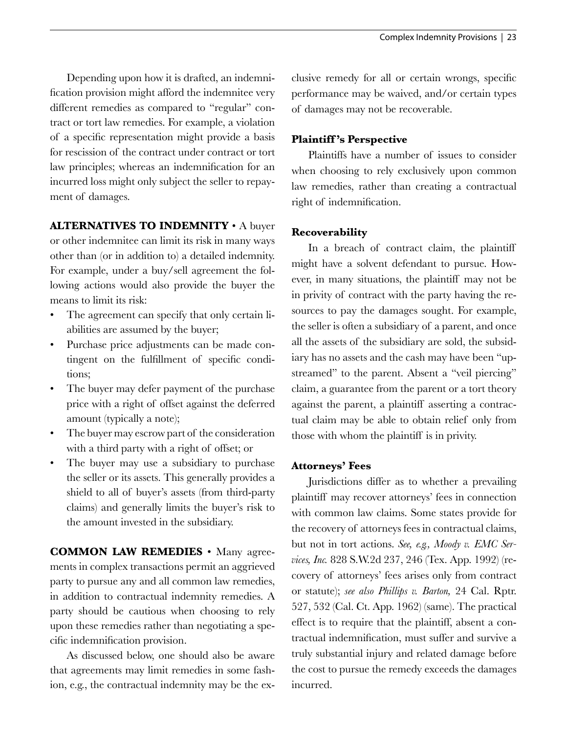Depending upon how it is drafted, an indemnification provision might afford the indemnitee very different remedies as compared to "regular" contract or tort law remedies. For example, a violation of a specific representation might provide a basis for rescission of the contract under contract or tort law principles; whereas an indemnification for an incurred loss might only subject the seller to repayment of damages.

**ALTERNATIVES TO INDEMNITY** • A buyer or other indemnitee can limit its risk in many ways other than (or in addition to) a detailed indemnity. For example, under a buy/sell agreement the following actions would also provide the buyer the means to limit its risk:

- The agreement can specify that only certain liabilities are assumed by the buyer;
- Purchase price adjustments can be made contingent on the fulfillment of specific conditions;
- The buyer may defer payment of the purchase price with a right of offset against the deferred amount (typically a note);
- The buyer may escrow part of the consideration with a third party with a right of offset; or
- The buyer may use a subsidiary to purchase the seller or its assets. This generally provides a shield to all of buyer's assets (from third-party claims) and generally limits the buyer's risk to the amount invested in the subsidiary.

**COMMON LAW REMEDIES** • Many agreements in complex transactions permit an aggrieved party to pursue any and all common law remedies, in addition to contractual indemnity remedies. A party should be cautious when choosing to rely upon these remedies rather than negotiating a specific indemnification provision.

As discussed below, one should also be aware that agreements may limit remedies in some fashion, e.g., the contractual indemnity may be the exclusive remedy for all or certain wrongs, specific performance may be waived, and/or certain types of damages may not be recoverable.

### Plaintiff's Perspective

Plaintiffs have a number of issues to consider when choosing to rely exclusively upon common law remedies, rather than creating a contractual right of indemnification.

### Recoverability

In a breach of contract claim, the plaintiff might have a solvent defendant to pursue. However, in many situations, the plaintiff may not be in privity of contract with the party having the resources to pay the damages sought. For example, the seller is often a subsidiary of a parent, and once all the assets of the subsidiary are sold, the subsidiary has no assets and the cash may have been "upstreamed" to the parent. Absent a "veil piercing" claim, a guarantee from the parent or a tort theory against the parent, a plaintiff asserting a contractual claim may be able to obtain relief only from those with whom the plaintiff is in privity.

### Attorneys' Fees

Jurisdictions differ as to whether a prevailing plaintiff may recover attorneys' fees in connection with common law claims. Some states provide for the recovery of attorneys fees in contractual claims, but not in tort actions. *See, e.g., Moody v. EMC Services, Inc.* 828 S.W.2d 237, 246 (Tex. App. 1992) (recovery of attorneys' fees arises only from contract or statute); *see also Phillips v. Barton,* 24 Cal. Rptr. 527, 532 (Cal. Ct. App. 1962) (same). The practical effect is to require that the plaintiff, absent a contractual indemnification, must suffer and survive a truly substantial injury and related damage before the cost to pursue the remedy exceeds the damages incurred.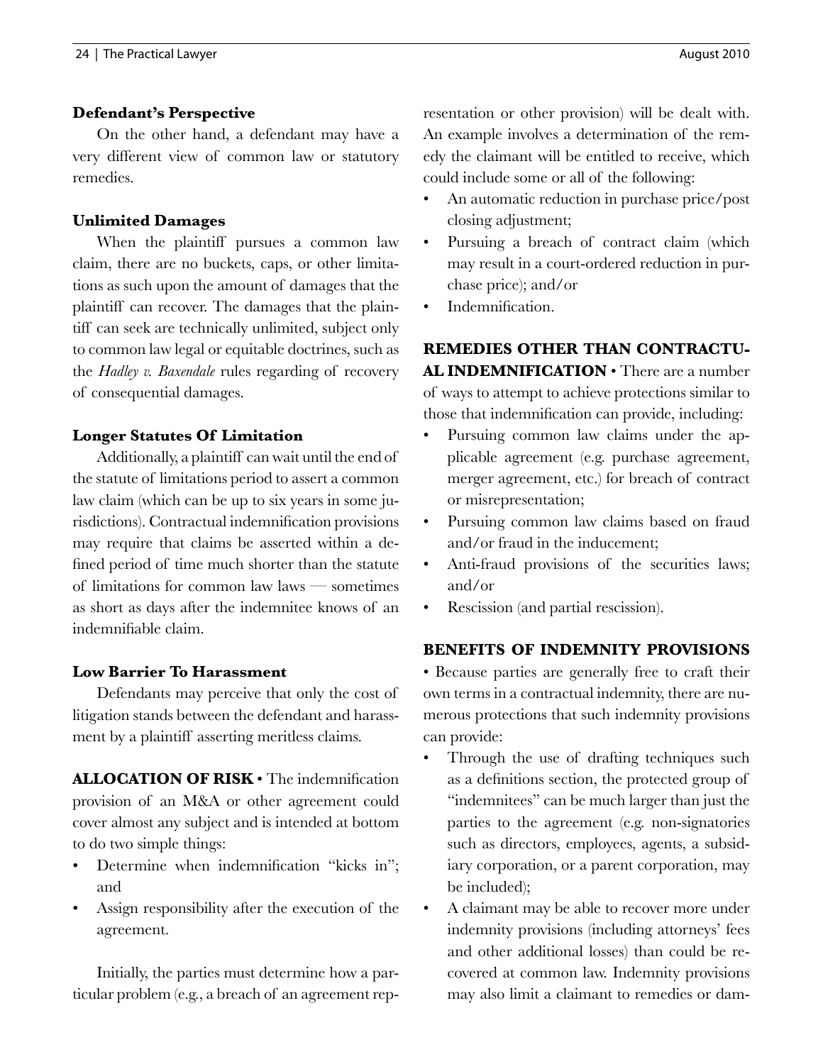### Defendant's Perspective

On the other hand, a defendant may have a very different view of common law or statutory remedies.

### Unlimited Damages

When the plaintiff pursues a common law claim, there are no buckets, caps, or other limitations as such upon the amount of damages that the plaintiff can recover. The damages that the plaintiff can seek are technically unlimited, subject only to common law legal or equitable doctrines, such as the *Hadley v. Baxendale* rules regarding of recovery of consequential damages.

### Longer Statutes Of Limitation

Additionally, a plaintiff can wait until the end of the statute of limitations period to assert a common law claim (which can be up to six years in some jurisdictions). Contractual indemnification provisions may require that claims be asserted within a defined period of time much shorter than the statute of limitations for common law laws — sometimes as short as days after the indemnitee knows of an indemnifiable claim.

### Low Barrier To Harassment

Defendants may perceive that only the cost of litigation stands between the defendant and harassment by a plaintiff asserting meritless claims.

**ALLOCATION OF RISK** • The indemnification provision of an M&A or other agreement could cover almost any subject and is intended at bottom to do two simple things:

- Determine when indemnification "kicks in"; and
- Assign responsibility after the execution of the agreement.

Initially, the parties must determine how a particular problem (e.g., a breach of an agreement representation or other provision) will be dealt with. An example involves a determination of the remedy the claimant will be entitled to receive, which could include some or all of the following:

- An automatic reduction in purchase price/post closing adjustment;
- Pursuing a breach of contract claim (which may result in a court-ordered reduction in purchase price); and/or
- Indemnification.

**REMEDIES OTHER THAN CONTRACTUAL INDEMNIFICATION** • There are a number of ways to attempt to achieve protections similar to those that indemnification can provide, including:

- Pursuing common law claims under the applicable agreement (e.g. purchase agreement, merger agreement, etc.) for breach of contract or misrepresentation;
- Pursuing common law claims based on fraud and/or fraud in the inducement;
- Anti-fraud provisions of the securities laws; and/or
- Rescission (and partial rescission).

**BENEFITS OF INDEMNITY PROVISIONS** • Because parties are generally free to craft their own terms in a contractual indemnity, there are numerous protections that such indemnity provisions can provide:

- Through the use of drafting techniques such as a definitions section, the protected group of "indemnitees" can be much larger than just the parties to the agreement (e.g. non-signatories such as directors, employees, agents, a subsidiary corporation, or a parent corporation, may be included);
- A claimant may be able to recover more under indemnity provisions (including attorneys' fees and other additional losses) than could be recovered at common law. Indemnity provisions may also limit a claimant to remedies or dam-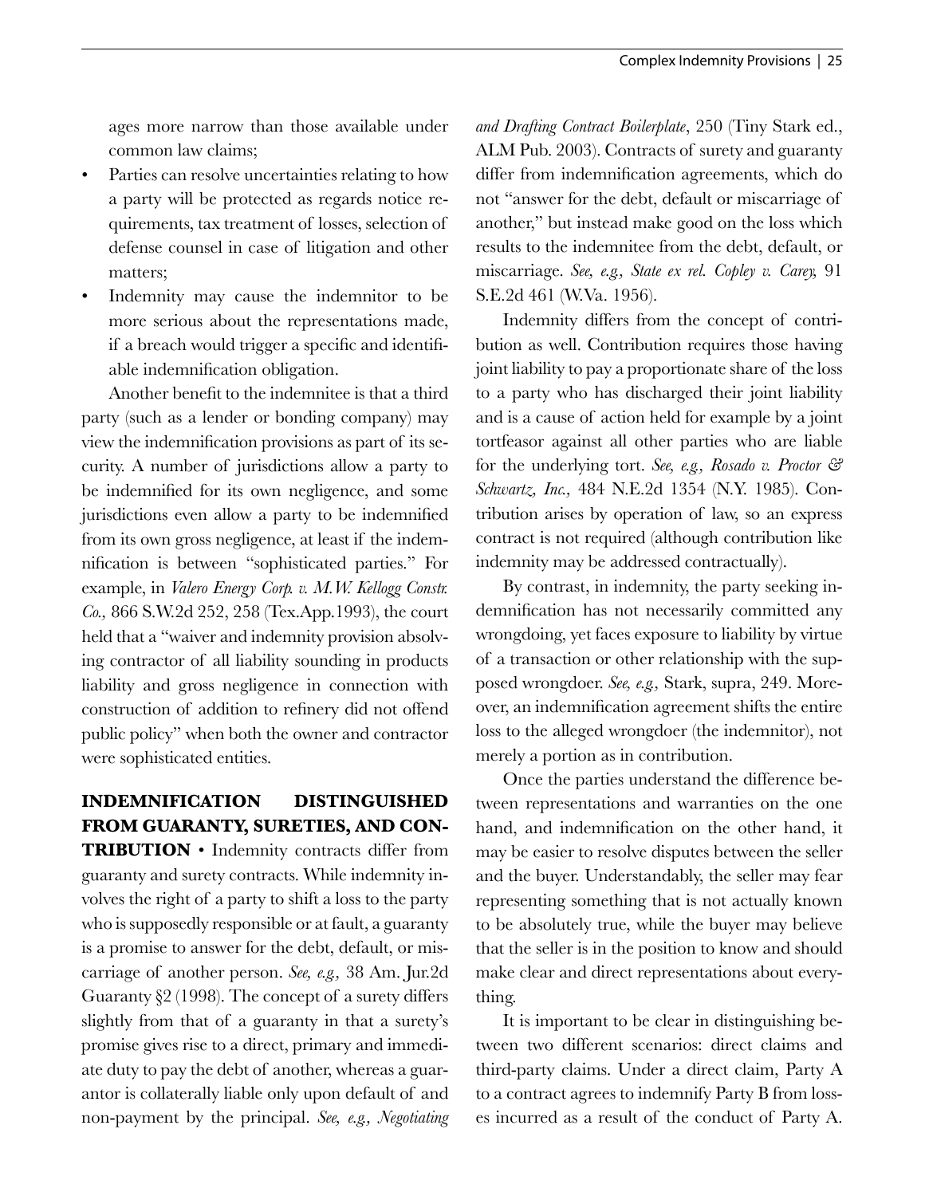ages more narrow than those available under common law claims;

- Parties can resolve uncertainties relating to how a party will be protected as regards notice requirements, tax treatment of losses, selection of defense counsel in case of litigation and other matters;
- Indemnity may cause the indemnitor to be more serious about the representations made, if a breach would trigger a specific and identifiable indemnification obligation.

Another benefit to the indemnitee is that a third party (such as a lender or bonding company) may view the indemnification provisions as part of its security. A number of jurisdictions allow a party to be indemnified for its own negligence, and some jurisdictions even allow a party to be indemnified from its own gross negligence, at least if the indemnification is between "sophisticated parties." For example, in *Valero Energy Corp. v. M.W. Kellogg Constr. Co.,* 866 S.W.2d 252, 258 (Tex.App.1993), the court held that a "waiver and indemnity provision absolving contractor of all liability sounding in products liability and gross negligence in connection with construction of addition to refinery did not offend public policy" when both the owner and contractor were sophisticated entities.

**INDEMNIFICATION DISTINGUISHED FROM GUARANTY, SURETIES, AND CONTRIBUTION** • Indemnity contracts differ from guaranty and surety contracts. While indemnity involves the right of a party to shift a loss to the party who is supposedly responsible or at fault, a guaranty is a promise to answer for the debt, default, or miscarriage of another person. *See, e.g.,* 38 Am. Jur.2d Guaranty §2 (1998). The concept of a surety differs slightly from that of a guaranty in that a surety's promise gives rise to a direct, primary and immediate duty to pay the debt of another, whereas a guarantor is collaterally liable only upon default of and non-payment by the principal. *See, e.g., Negotiating and Drafting Contract Boilerplate*, 250 (Tiny Stark ed., ALM Pub. 2003). Contracts of surety and guaranty differ from indemnification agreements, which do not "answer for the debt, default or miscarriage of another," but instead make good on the loss which results to the indemnitee from the debt, default, or miscarriage. *See, e.g., State ex rel. Copley v. Carey,* 91 S.E.2d 461 (W.Va. 1956).

Indemnity differs from the concept of contribution as well. Contribution requires those having joint liability to pay a proportionate share of the loss to a party who has discharged their joint liability and is a cause of action held for example by a joint tortfeasor against all other parties who are liable for the underlying tort. *See, e.g., Rosado v. Proctor & Schwartz, Inc.,* 484 N.E.2d 1354 (N.Y. 1985). Contribution arises by operation of law, so an express contract is not required (although contribution like indemnity may be addressed contractually).

By contrast, in indemnity, the party seeking indemnification has not necessarily committed any wrongdoing, yet faces exposure to liability by virtue of a transaction or other relationship with the supposed wrongdoer. *See, e.g.,* Stark, supra, 249. Moreover, an indemnification agreement shifts the entire loss to the alleged wrongdoer (the indemnitor), not merely a portion as in contribution.

Once the parties understand the difference between representations and warranties on the one hand, and indemnification on the other hand, it may be easier to resolve disputes between the seller and the buyer. Understandably, the seller may fear representing something that is not actually known to be absolutely true, while the buyer may believe that the seller is in the position to know and should make clear and direct representations about everything.

It is important to be clear in distinguishing between two different scenarios: direct claims and third-party claims. Under a direct claim, Party A to a contract agrees to indemnify Party B from losses incurred as a result of the conduct of Party A.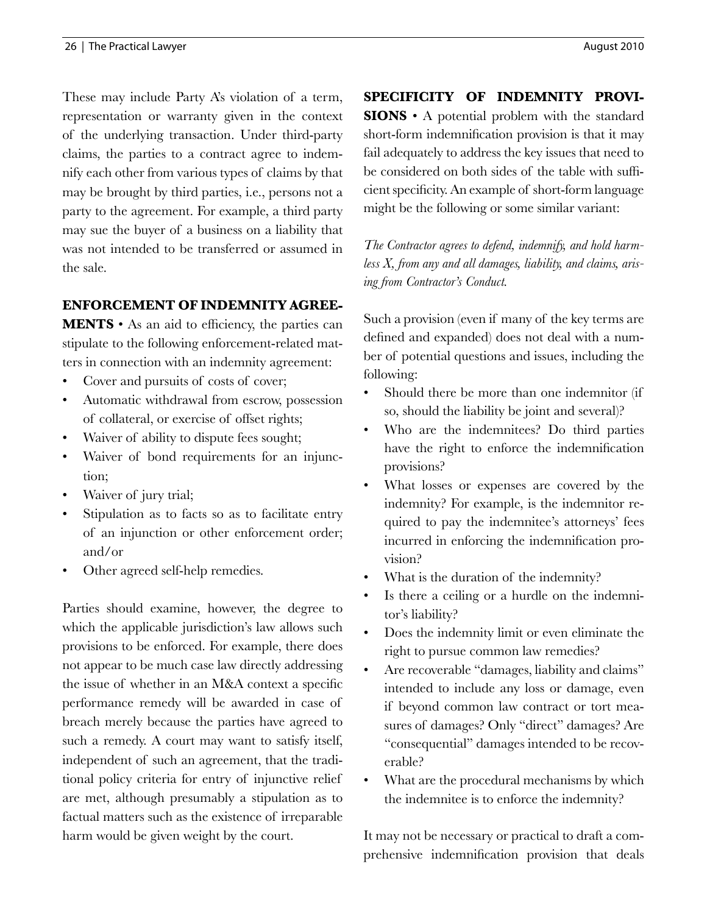These may include Party A's violation of a term, representation or warranty given in the context of the underlying transaction. Under third-party claims, the parties to a contract agree to indemnify each other from various types of claims by that may be brought by third parties, i.e., persons not a party to the agreement. For example, a third party may sue the buyer of a business on a liability that was not intended to be transferred or assumed in the sale.

**ENFORCEMENT OF INDEMNITY AGREEMENTS** • As an aid to efficiency, the parties can stipulate to the following enforcement-related matters in connection with an indemnity agreement:

- Cover and pursuits of costs of cover;
- Automatic withdrawal from escrow, possession of collateral, or exercise of offset rights;
- Waiver of ability to dispute fees sought;
- Waiver of bond requirements for an injunction;
- Waiver of jury trial;
- Stipulation as to facts so as to facilitate entry of an injunction or other enforcement order; and/or
- Other agreed self-help remedies.

Parties should examine, however, the degree to which the applicable jurisdiction's law allows such provisions to be enforced. For example, there does not appear to be much case law directly addressing the issue of whether in an M&A context a specific performance remedy will be awarded in case of breach merely because the parties have agreed to such a remedy. A court may want to satisfy itself, independent of such an agreement, that the traditional policy criteria for entry of injunctive relief are met, although presumably a stipulation as to factual matters such as the existence of irreparable harm would be given weight by the court.

**SPECIFICITY OF INDEMNITY PROVISIONS** • A potential problem with the standard short-form indemnification provision is that it may fail adequately to address the key issues that need to be considered on both sides of the table with sufficient specificity. An example of short-form language might be the following or some similar variant:

*The Contractor agrees to defend, indemnify, and hold harmless X, from any and all damages, liability, and claims, arising from Contractor's Conduct.*

Such a provision (even if many of the key terms are defined and expanded) does not deal with a number of potential questions and issues, including the following:

- Should there be more than one indemnitor (if so, should the liability be joint and several)?
- Who are the indemnitees? Do third parties have the right to enforce the indemnification provisions?
- What losses or expenses are covered by the indemnity? For example, is the indemnitor required to pay the indemnitee's attorneys' fees incurred in enforcing the indemnification provision?
- What is the duration of the indemnity?
- Is there a ceiling or a hurdle on the indemnitor's liability?
- Does the indemnity limit or even eliminate the right to pursue common law remedies?
- Are recoverable "damages, liability and claims" intended to include any loss or damage, even if beyond common law contract or tort measures of damages? Only "direct" damages? Are "consequential" damages intended to be recoverable?
- What are the procedural mechanisms by which the indemnitee is to enforce the indemnity?

It may not be necessary or practical to draft a comprehensive indemnification provision that deals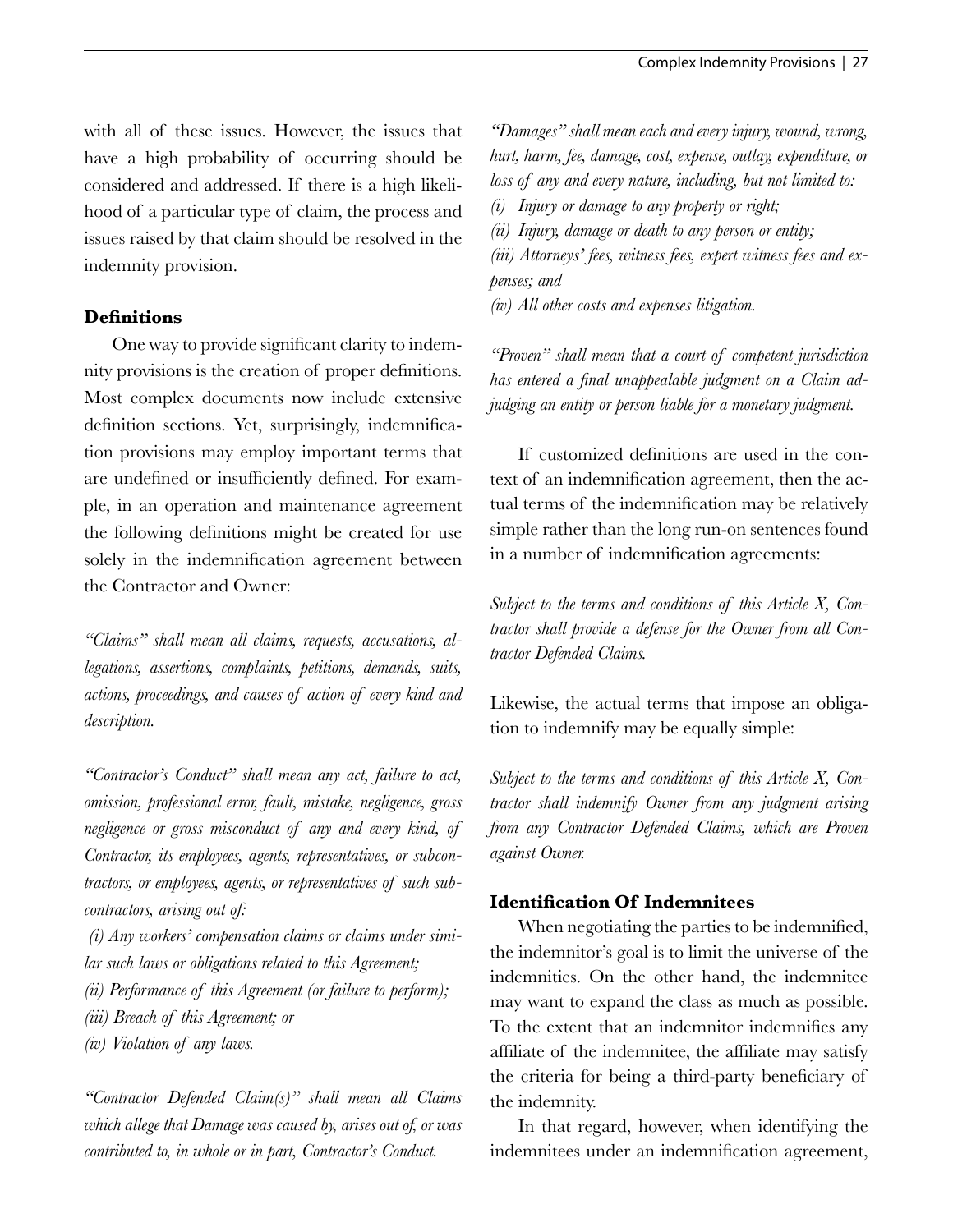with all of these issues. However, the issues that have a high probability of occurring should be considered and addressed. If there is a high likelihood of a particular type of claim, the process and issues raised by that claim should be resolved in the indemnity provision.

### Definitions

One way to provide significant clarity to indemnity provisions is the creation of proper definitions. Most complex documents now include extensive definition sections. Yet, surprisingly, indemnification provisions may employ important terms that are undefined or insufficiently defined. For example, in an operation and maintenance agreement the following definitions might be created for use solely in the indemnification agreement between the Contractor and Owner:

*"Claims" shall mean all claims, requests, accusations, allegations, assertions, complaints, petitions, demands, suits, actions, proceedings, and causes of action of every kind and description.*

*"Contractor's Conduct" shall mean any act, failure to act, omission, professional error, fault, mistake, negligence, gross negligence or gross misconduct of any and every kind, of Contractor, its employees, agents, representatives, or subcontractors, or employees, agents, or representatives of such subcontractors, arising out of:*

*(i) Any workers' compensation claims or claims under similar such laws or obligations related to this Agreement;*
*(ii) Performance of this Agreement (or failure to perform);*
*(iii) Breach of this Agreement; or*
*(iv) Violation of any laws.*

*"Contractor Defended Claim(s)" shall mean all Claims which allege that Damage was caused by, arises out of, or was contributed to, in whole or in part, Contractor's Conduct.*

*"Damages" shall mean each and every injury, wound, wrong, hurt, harm, fee, damage, cost, expense, outlay, expenditure, or loss of any and every nature, including, but not limited to:*
*(i) Injury or damage to any property or right;*
*(ii) Injury, damage or death to any person or entity;*
*(iii) Attorneys' fees, witness fees, expert witness fees and expenses; and*
*(iv) All other costs and expenses litigation.*

*"Proven" shall mean that a court of competent jurisdiction has entered a final unappealable judgment on a Claim adjudging an entity or person liable for a monetary judgment.*

If customized definitions are used in the context of an indemnification agreement, then the actual terms of the indemnification may be relatively simple rather than the long run-on sentences found in a number of indemnification agreements:

*Subject to the terms and conditions of this Article X, Contractor shall provide a defense for the Owner from all Contractor Defended Claims.*

Likewise, the actual terms that impose an obligation to indemnify may be equally simple:

*Subject to the terms and conditions of this Article X, Contractor shall indemnify Owner from any judgment arising from any Contractor Defended Claims, which are Proven against Owner.*

### Identification Of Indemnitees

When negotiating the parties to be indemnified, the indemnitor's goal is to limit the universe of the indemnities. On the other hand, the indemnitee may want to expand the class as much as possible. To the extent that an indemnitor indemnifies any affiliate of the indemnitee, the affiliate may satisfy the criteria for being a third-party beneficiary of the indemnity.

In that regard, however, when identifying the indemnitees under an indemnification agreement,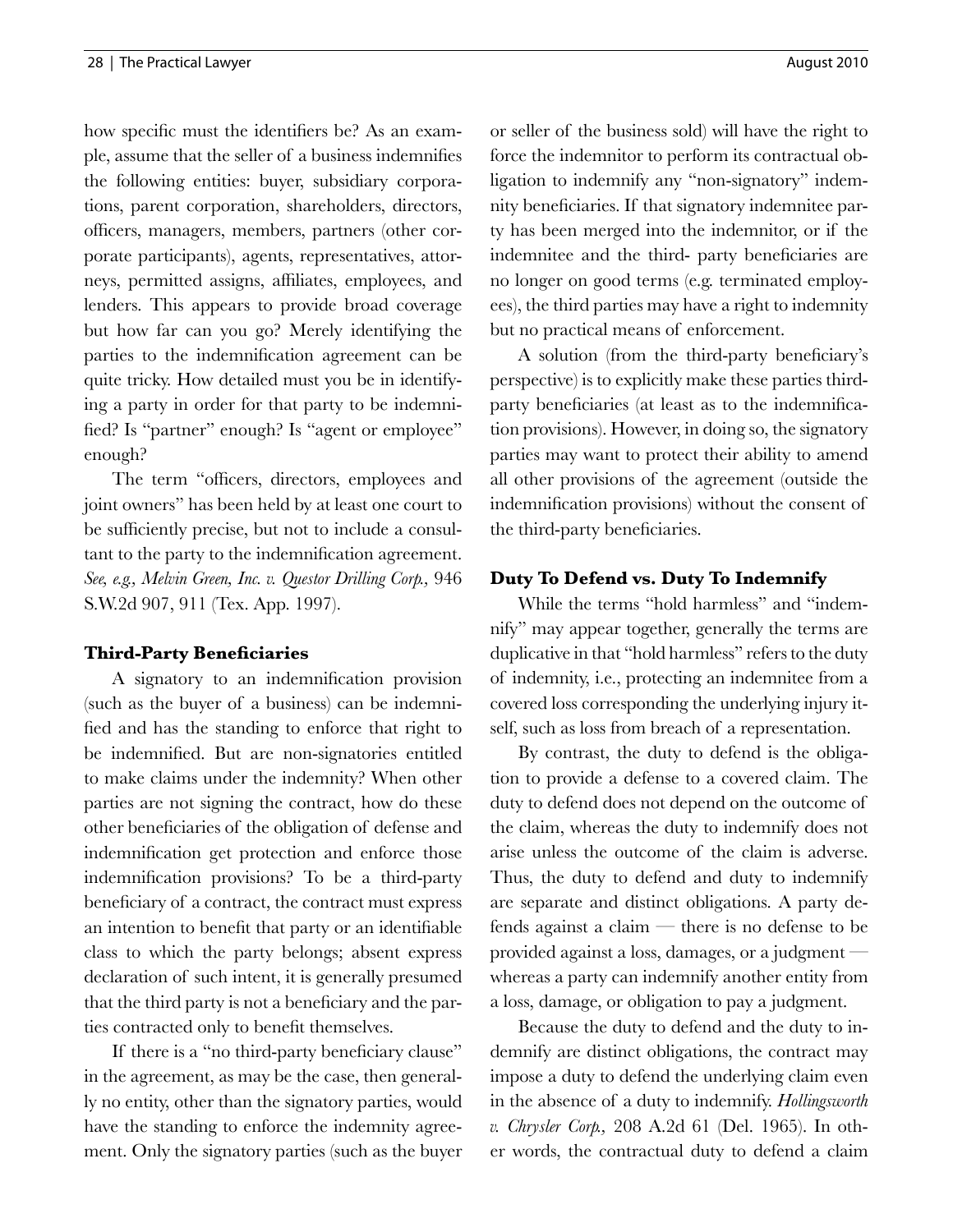how specific must the identifiers be? As an example, assume that the seller of a business indemnifies the following entities: buyer, subsidiary corporations, parent corporation, shareholders, directors, officers, managers, members, partners (other corporate participants), agents, representatives, attorneys, permitted assigns, affiliates, employees, and lenders. This appears to provide broad coverage but how far can you go? Merely identifying the parties to the indemnification agreement can be quite tricky. How detailed must you be in identifying a party in order for that party to be indemnified? Is "partner" enough? Is "agent or employee" enough?

The term "officers, directors, employees and joint owners" has been held by at least one court to be sufficiently precise, but not to include a consultant to the party to the indemnification agreement. *See, e.g., Melvin Green, Inc. v. Questor Drilling Corp.,* 946 S.W.2d 907, 911 (Tex. App. 1997).

### Third-Party Beneficiaries

A signatory to an indemnification provision (such as the buyer of a business) can be indemnified and has the standing to enforce that right to be indemnified. But are non-signatories entitled to make claims under the indemnity? When other parties are not signing the contract, how do these other beneficiaries of the obligation of defense and indemnification get protection and enforce those indemnification provisions? To be a third-party beneficiary of a contract, the contract must express an intention to benefit that party or an identifiable class to which the party belongs; absent express declaration of such intent, it is generally presumed that the third party is not a beneficiary and the parties contracted only to benefit themselves.

If there is a "no third-party beneficiary clause" in the agreement, as may be the case, then generally no entity, other than the signatory parties, would have the standing to enforce the indemnity agreement. Only the signatory parties (such as the buyer or seller of the business sold) will have the right to force the indemnitor to perform its contractual obligation to indemnify any "non-signatory" indemnity beneficiaries. If that signatory indemnitee party has been merged into the indemnitor, or if the indemnitee and the third- party beneficiaries are no longer on good terms (e.g. terminated employees), the third parties may have a right to indemnity but no practical means of enforcement.

A solution (from the third-party beneficiary's perspective) is to explicitly make these parties third-party beneficiaries (at least as to the indemnification provisions). However, in doing so, the signatory parties may want to protect their ability to amend all other provisions of the agreement (outside the indemnification provisions) without the consent of the third-party beneficiaries.

### Duty To Defend vs. Duty To Indemnify

While the terms "hold harmless" and "indemnify" may appear together, generally the terms are duplicative in that "hold harmless" refers to the duty of indemnity, i.e., protecting an indemnitee from a covered loss corresponding the underlying injury itself, such as loss from breach of a representation.

By contrast, the duty to defend is the obligation to provide a defense to a covered claim. The duty to defend does not depend on the outcome of the claim, whereas the duty to indemnify does not arise unless the outcome of the claim is adverse. Thus, the duty to defend and duty to indemnify are separate and distinct obligations. A party defends against a claim — there is no defense to be provided against a loss, damages, or a judgment — whereas a party can indemnify another entity from a loss, damage, or obligation to pay a judgment.

Because the duty to defend and the duty to indemnify are distinct obligations, the contract may impose a duty to defend the underlying claim even in the absence of a duty to indemnify. *Hollingsworth v. Chrysler Corp.,* 208 A.2d 61 (Del. 1965). In other words, the contractual duty to defend a claim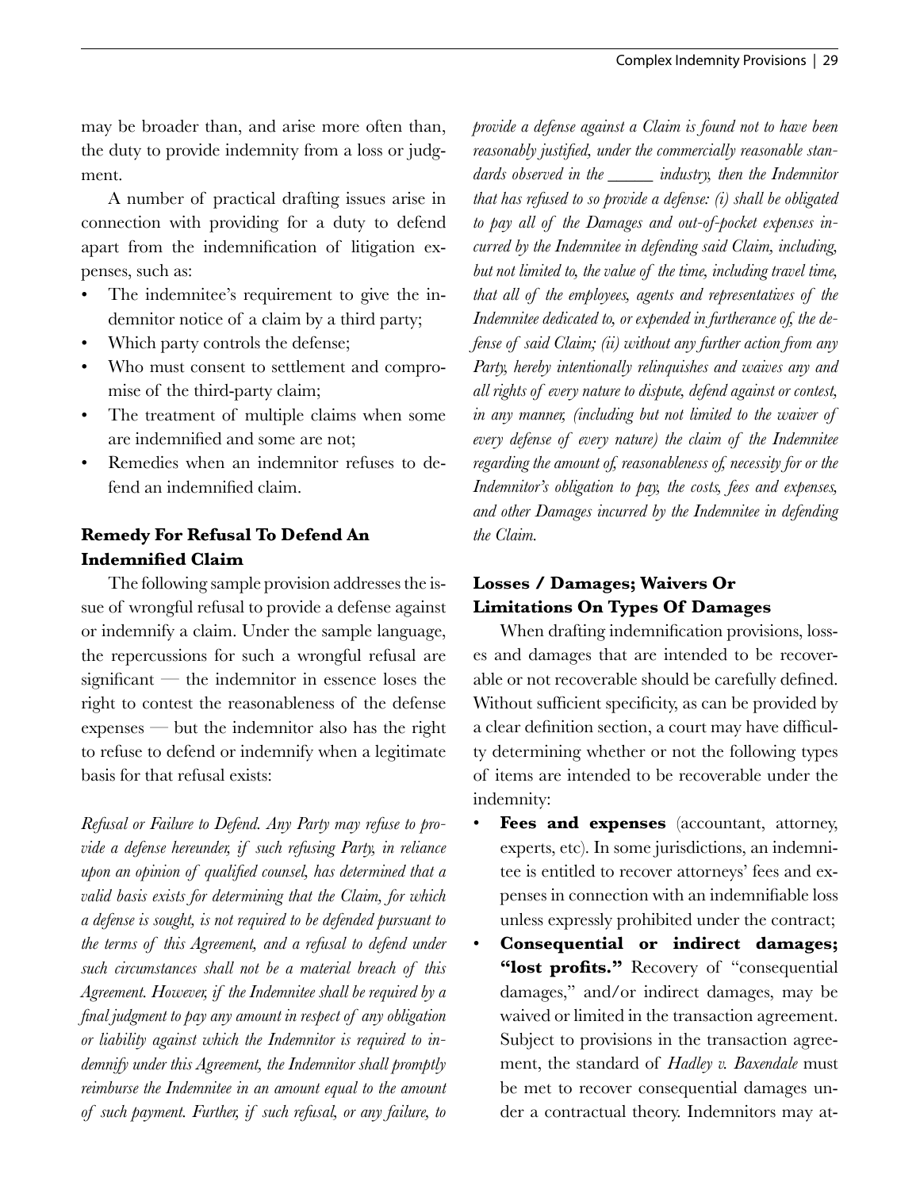may be broader than, and arise more often than, the duty to provide indemnity from a loss or judgment.

A number of practical drafting issues arise in connection with providing for a duty to defend apart from the indemnification of litigation expenses, such as:

- The indemnitee's requirement to give the indemnitor notice of a claim by a third party;
- Which party controls the defense;
- Who must consent to settlement and compromise of the third-party claim;
- The treatment of multiple claims when some are indemnified and some are not;
- Remedies when an indemnitor refuses to defend an indemnified claim.

### Remedy For Refusal To Defend An Indemnified Claim

The following sample provision addresses the issue of wrongful refusal to provide a defense against or indemnify a claim. Under the sample language, the repercussions for such a wrongful refusal are significant — the indemnitor in essence loses the right to contest the reasonableness of the defense expenses — but the indemnitor also has the right to refuse to defend or indemnify when a legitimate basis for that refusal exists:

*Refusal or Failure to Defend. Any Party may refuse to provide a defense hereunder, if such refusing Party, in reliance upon an opinion of qualified counsel, has determined that a valid basis exists for determining that the Claim, for which a defense is sought, is not required to be defended pursuant to the terms of this Agreement, and a refusal to defend under such circumstances shall not be a material breach of this Agreement. However, if the Indemnitee shall be required by a final judgment to pay any amount in respect of any obligation or liability against which the Indemnitor is required to indemnify under this Agreement, the Indemnitor shall promptly reimburse the Indemnitee in an amount equal to the amount of such payment. Further, if such refusal, or any failure, to provide a defense against a Claim is found not to have been reasonably justified, under the commercially reasonable standards observed in the _____ industry, then the Indemnitor that has refused to so provide a defense: (i) shall be obligated to pay all of the Damages and out-of-pocket expenses incurred by the Indemnitee in defending said Claim, including, but not limited to, the value of the time, including travel time, that all of the employees, agents and representatives of the Indemnitee dedicated to, or expended in furtherance of, the defense of said Claim; (ii) without any further action from any Party, hereby intentionally relinquishes and waives any and all rights of every nature to dispute, defend against or contest, in any manner, (including but not limited to the waiver of every defense of every nature) the claim of the Indemnitee regarding the amount of, reasonableness of, necessity for or the Indemnitor's obligation to pay, the costs, fees and expenses, and other Damages incurred by the Indemnitee in defending the Claim.*

### Losses / Damages; Waivers Or Limitations On Types Of Damages

When drafting indemnification provisions, losses and damages that are intended to be recoverable or not recoverable should be carefully defined. Without sufficient specificity, as can be provided by a clear definition section, a court may have difficulty determining whether or not the following types of items are intended to be recoverable under the indemnity:

- **Fees and expenses** (accountant, attorney, experts, etc). In some jurisdictions, an indemnitee is entitled to recover attorneys' fees and expenses in connection with an indemnifiable loss unless expressly prohibited under the contract;
- **Consequential or indirect damages; "lost profits."** Recovery of "consequential damages," and/or indirect damages, may be waived or limited in the transaction agreement. Subject to provisions in the transaction agreement, the standard of *Hadley v. Baxendale* must be met to recover consequential damages under a contractual theory. Indemnitors may at-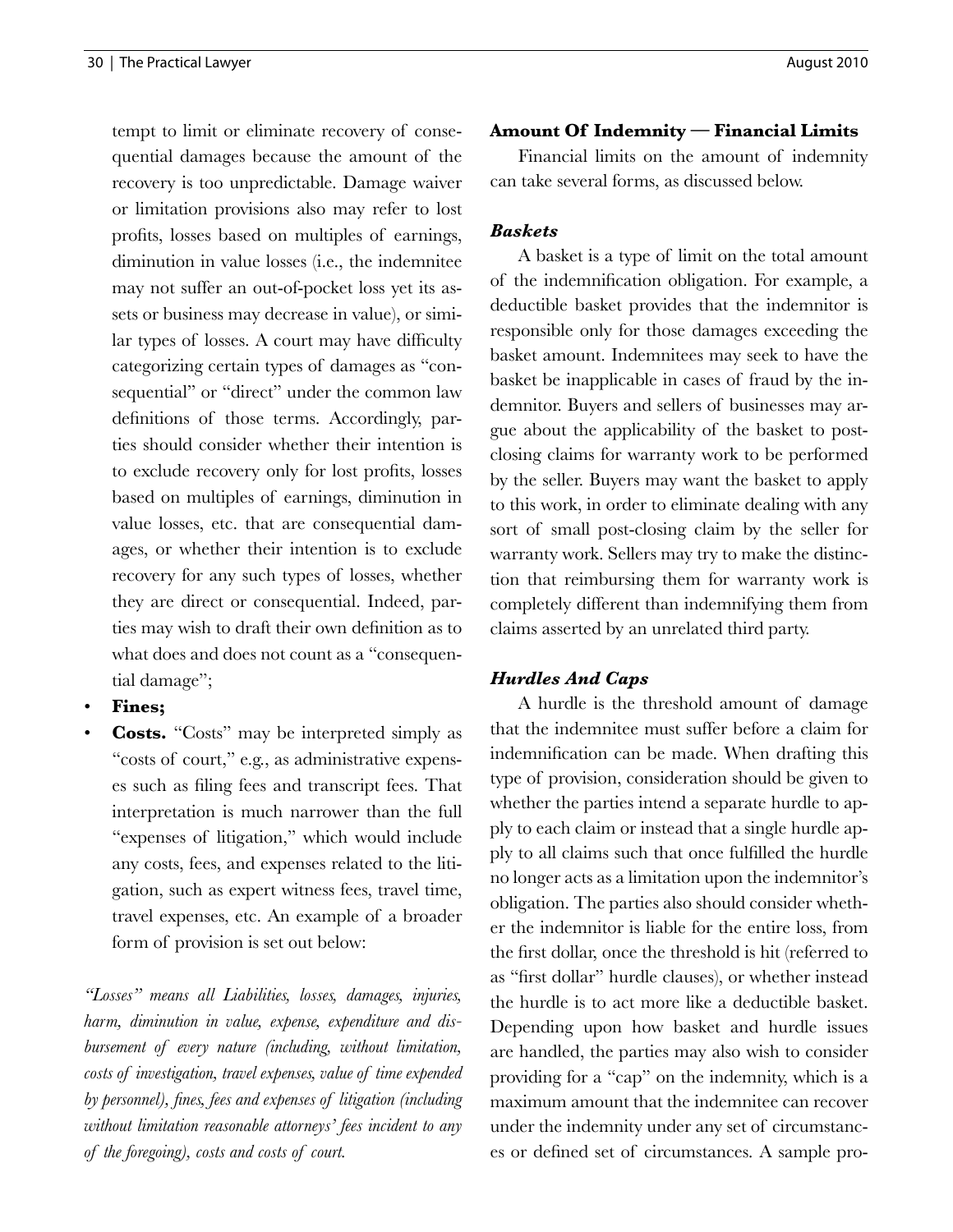tempt to limit or eliminate recovery of consequential damages because the amount of the recovery is too unpredictable. Damage waiver or limitation provisions also may refer to lost profits, losses based on multiples of earnings, diminution in value losses (i.e., the indemnitee may not suffer an out-of-pocket loss yet its assets or business may decrease in value), or similar types of losses. A court may have difficulty categorizing certain types of damages as "consequential" or "direct" under the common law definitions of those terms. Accordingly, parties should consider whether their intention is to exclude recovery only for lost profits, losses based on multiples of earnings, diminution in value losses, etc. that are consequential damages, or whether their intention is to exclude recovery for any such types of losses, whether they are direct or consequential. Indeed, parties may wish to draft their own definition as to what does and does not count as a "consequential damage";

- **Fines;**
- **Costs.** "Costs" may be interpreted simply as "costs of court," e.g., as administrative expenses such as filing fees and transcript fees. That interpretation is much narrower than the full "expenses of litigation," which would include any costs, fees, and expenses related to the litigation, such as expert witness fees, travel time, travel expenses, etc. An example of a broader form of provision is set out below:

*"Losses" means all Liabilities, losses, damages, injuries, harm, diminution in value, expense, expenditure and disbursement of every nature (including, without limitation, costs of investigation, travel expenses, value of time expended by personnel), fines, fees and expenses of litigation (including without limitation reasonable attorneys' fees incident to any of the foregoing), costs and costs of court.*

### Amount Of Indemnity — Financial Limits

Financial limits on the amount of indemnity can take several forms, as discussed below.

#### *Baskets*

A basket is a type of limit on the total amount of the indemnification obligation. For example, a deductible basket provides that the indemnitor is responsible only for those damages exceeding the basket amount. Indemnitees may seek to have the basket be inapplicable in cases of fraud by the indemnitor. Buyers and sellers of businesses may argue about the applicability of the basket to post-closing claims for warranty work to be performed by the seller. Buyers may want the basket to apply to this work, in order to eliminate dealing with any sort of small post-closing claim by the seller for warranty work. Sellers may try to make the distinction that reimbursing them for warranty work is completely different than indemnifying them from claims asserted by an unrelated third party.

#### *Hurdles And Caps*

A hurdle is the threshold amount of damage that the indemnitee must suffer before a claim for indemnification can be made. When drafting this type of provision, consideration should be given to whether the parties intend a separate hurdle to apply to each claim or instead that a single hurdle apply to all claims such that once fulfilled the hurdle no longer acts as a limitation upon the indemnitor's obligation. The parties also should consider whether the indemnitor is liable for the entire loss, from the first dollar, once the threshold is hit (referred to as "first dollar" hurdle clauses), or whether instead the hurdle is to act more like a deductible basket. Depending upon how basket and hurdle issues are handled, the parties may also wish to consider providing for a "cap" on the indemnity, which is a maximum amount that the indemnitee can recover under the indemnity under any set of circumstances or defined set of circumstances. A sample pro-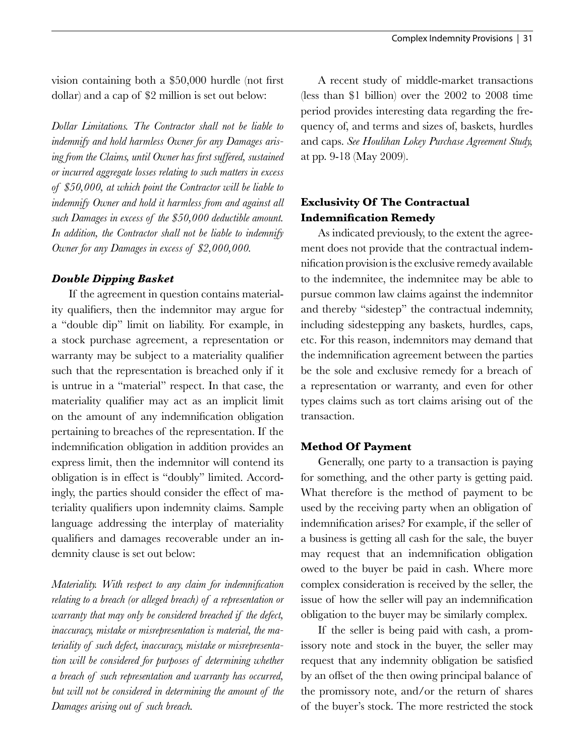vision containing both a $50,000 hurdle (not first dollar) and a cap of $2 million is set out below:

*Dollar Limitations. The Contractor shall not be liable to indemnify and hold harmless Owner for any Damages arising from the Claims, until Owner has first suffered, sustained or incurred aggregate losses relating to such matters in excess of $50,000, at which point the Contractor will be liable to indemnify Owner and hold it harmless from and against all such Damages in excess of the $50,000 deductible amount. In addition, the Contractor shall not be liable to indemnify Owner for any Damages in excess of $2,000,000.*

### *Double Dipping Basket*

If the agreement in question contains materiality qualifiers, then the indemnitor may argue for a "double dip" limit on liability. For example, in a stock purchase agreement, a representation or warranty may be subject to a materiality qualifier such that the representation is breached only if it is untrue in a "material" respect. In that case, the materiality qualifier may act as an implicit limit on the amount of any indemnification obligation pertaining to breaches of the representation. If the indemnification obligation in addition provides an express limit, then the indemnitor will contend its obligation is in effect is "doubly" limited. Accordingly, the parties should consider the effect of materiality qualifiers upon indemnity claims. Sample language addressing the interplay of materiality qualifiers and damages recoverable under an indemnity clause is set out below:

*Materiality. With respect to any claim for indemnification relating to a breach (or alleged breach) of a representation or warranty that may only be considered breached if the defect, inaccuracy, mistake or misrepresentation is material, the materiality of such defect, inaccuracy, mistake or misrepresentation will be considered for purposes of determining whether a breach of such representation and warranty has occurred, but will not be considered in determining the amount of the Damages arising out of such breach.*

A recent study of middle-market transactions (less than $1 billion) over the 2002 to 2008 time period provides interesting data regarding the frequency of, and terms and sizes of, baskets, hurdles and caps. *See Houlihan Lokey Purchase Agreement Study,* at pp. 9-18 (May 2009).

### Exclusivity Of The Contractual Indemnification Remedy

As indicated previously, to the extent the agreement does not provide that the contractual indemnification provision is the exclusive remedy available to the indemnitee, the indemnitee may be able to pursue common law claims against the indemnitor and thereby "sidestep" the contractual indemnity, including sidestepping any baskets, hurdles, caps, etc. For this reason, indemnitors may demand that the indemnification agreement between the parties be the sole and exclusive remedy for a breach of a representation or warranty, and even for other types claims such as tort claims arising out of the transaction.

### Method Of Payment

Generally, one party to a transaction is paying for something, and the other party is getting paid. What therefore is the method of payment to be used by the receiving party when an obligation of indemnification arises? For example, if the seller of a business is getting all cash for the sale, the buyer may request that an indemnification obligation owed to the buyer be paid in cash. Where more complex consideration is received by the seller, the issue of how the seller will pay an indemnification obligation to the buyer may be similarly complex.

If the seller is being paid with cash, a promissory note and stock in the buyer, the seller may request that any indemnity obligation be satisfied by an offset of the then owing principal balance of the promissory note, and/or the return of shares of the buyer's stock. The more restricted the stock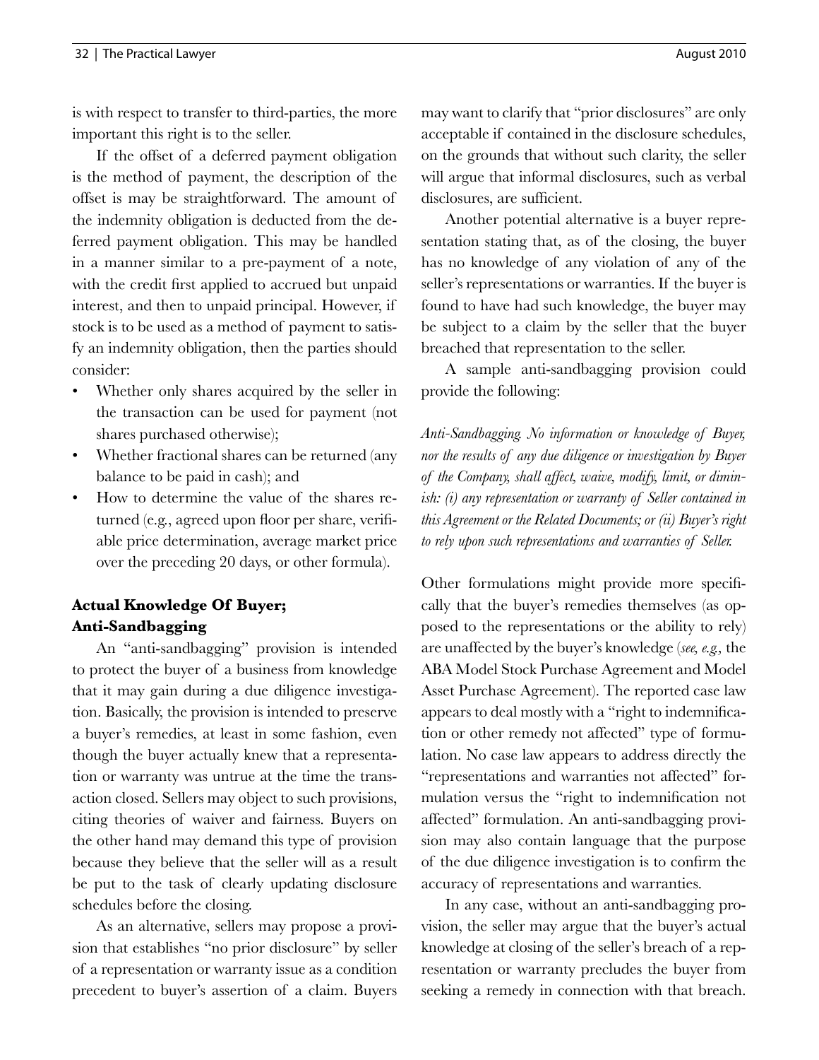is with respect to transfer to third-parties, the more important this right is to the seller.

If the offset of a deferred payment obligation is the method of payment, the description of the offset is may be straightforward. The amount of the indemnity obligation is deducted from the deferred payment obligation. This may be handled in a manner similar to a pre-payment of a note, with the credit first applied to accrued but unpaid interest, and then to unpaid principal. However, if stock is to be used as a method of payment to satisfy an indemnity obligation, then the parties should consider:

- Whether only shares acquired by the seller in the transaction can be used for payment (not shares purchased otherwise);
- Whether fractional shares can be returned (any balance to be paid in cash); and
- How to determine the value of the shares returned (e.g., agreed upon floor per share, verifiable price determination, average market price over the preceding 20 days, or other formula).

### Actual Knowledge Of Buyer; Anti-Sandbagging

An "anti-sandbagging" provision is intended to protect the buyer of a business from knowledge that it may gain during a due diligence investigation. Basically, the provision is intended to preserve a buyer's remedies, at least in some fashion, even though the buyer actually knew that a representation or warranty was untrue at the time the transaction closed. Sellers may object to such provisions, citing theories of waiver and fairness. Buyers on the other hand may demand this type of provision because they believe that the seller will as a result be put to the task of clearly updating disclosure schedules before the closing.

As an alternative, sellers may propose a provision that establishes "no prior disclosure" by seller of a representation or warranty issue as a condition precedent to buyer's assertion of a claim. Buyers may want to clarify that "prior disclosures" are only acceptable if contained in the disclosure schedules, on the grounds that without such clarity, the seller will argue that informal disclosures, such as verbal disclosures, are sufficient.

Another potential alternative is a buyer representation stating that, as of the closing, the buyer has no knowledge of any violation of any of the seller's representations or warranties. If the buyer is found to have had such knowledge, the buyer may be subject to a claim by the seller that the buyer breached that representation to the seller.

A sample anti-sandbagging provision could provide the following:

*Anti-Sandbagging. No information or knowledge of Buyer, nor the results of any due diligence or investigation by Buyer of the Company, shall affect, waive, modify, limit, or diminish: (i) any representation or warranty of Seller contained in this Agreement or the Related Documents; or (ii) Buyer's right to rely upon such representations and warranties of Seller.*

Other formulations might provide more specifically that the buyer's remedies themselves (as opposed to the representations or the ability to rely) are unaffected by the buyer's knowledge (*see, e.g.,* the ABA Model Stock Purchase Agreement and Model Asset Purchase Agreement). The reported case law appears to deal mostly with a "right to indemnification or other remedy not affected" type of formulation. No case law appears to address directly the "representations and warranties not affected" formulation versus the "right to indemnification not affected" formulation. An anti-sandbagging provision may also contain language that the purpose of the due diligence investigation is to confirm the accuracy of representations and warranties.

In any case, without an anti-sandbagging provision, the seller may argue that the buyer's actual knowledge at closing of the seller's breach of a representation or warranty precludes the buyer from seeking a remedy in connection with that breach.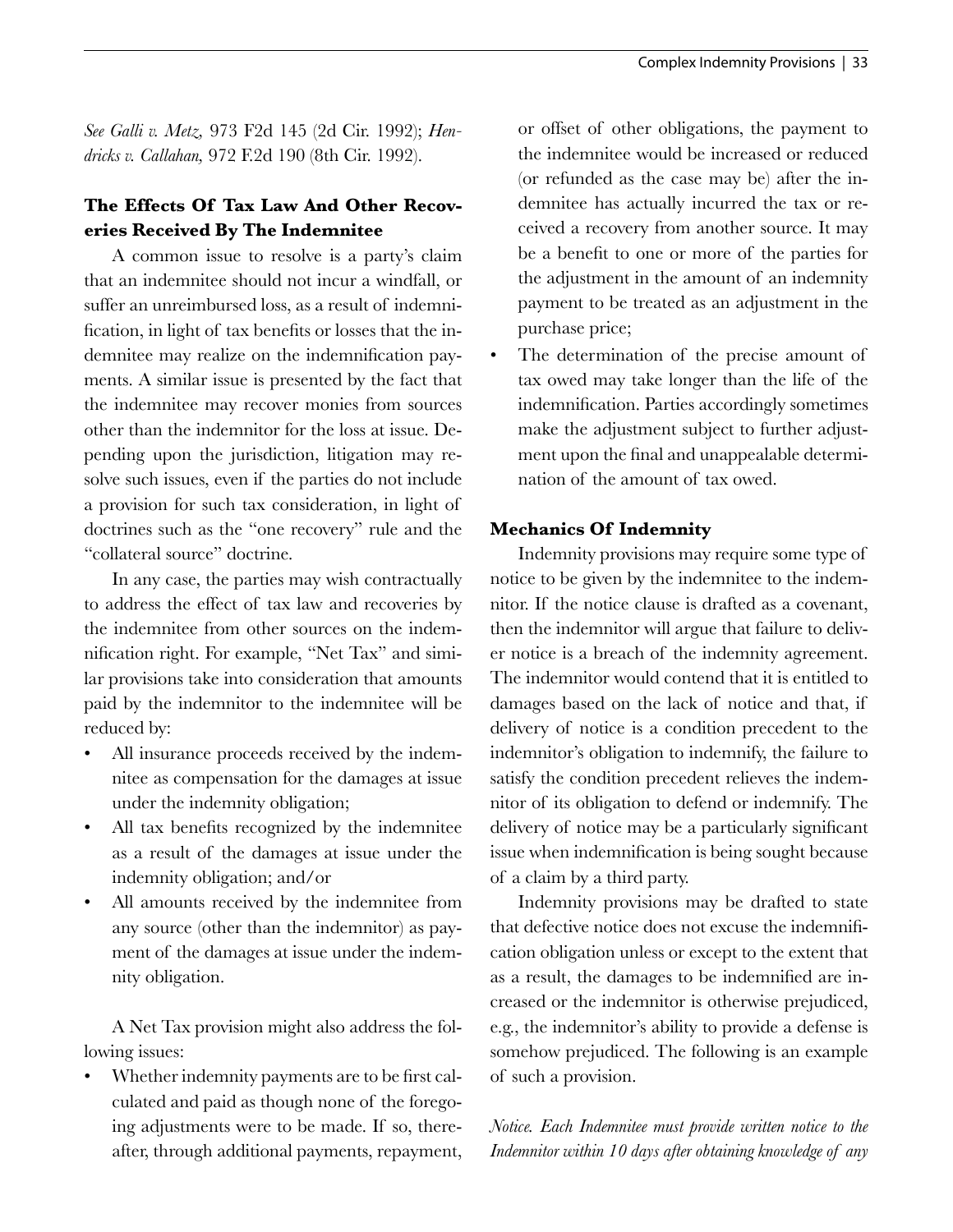*See Galli v. Metz,* 973 F2d 145 (2d Cir. 1992); *Hendricks v. Callahan,* 972 F.2d 190 (8th Cir. 1992).

### The Effects Of Tax Law And Other Recoveries Received By The Indemnitee

A common issue to resolve is a party's claim that an indemnitee should not incur a windfall, or suffer an unreimbursed loss, as a result of indemnification, in light of tax benefits or losses that the indemnitee may realize on the indemnification payments. A similar issue is presented by the fact that the indemnitee may recover monies from sources other than the indemnitor for the loss at issue. Depending upon the jurisdiction, litigation may resolve such issues, even if the parties do not include a provision for such tax consideration, in light of doctrines such as the "one recovery" rule and the "collateral source" doctrine.

In any case, the parties may wish contractually to address the effect of tax law and recoveries by the indemnitee from other sources on the indemnification right. For example, "Net Tax" and similar provisions take into consideration that amounts paid by the indemnitor to the indemnitee will be reduced by:

- All insurance proceeds received by the indemnitee as compensation for the damages at issue under the indemnity obligation;
- All tax benefits recognized by the indemnitee as a result of the damages at issue under the indemnity obligation; and/or
- All amounts received by the indemnitee from any source (other than the indemnitor) as payment of the damages at issue under the indemnity obligation.

A Net Tax provision might also address the following issues:

- Whether indemnity payments are to be first calculated and paid as though none of the foregoing adjustments were to be made. If so, thereafter, through additional payments, repayment, or offset of other obligations, the payment to the indemnitee would be increased or reduced (or refunded as the case may be) after the indemnitee has actually incurred the tax or received a recovery from another source. It may be a benefit to one or more of the parties for the adjustment in the amount of an indemnity payment to be treated as an adjustment in the purchase price;
- The determination of the precise amount of tax owed may take longer than the life of the indemnification. Parties accordingly sometimes make the adjustment subject to further adjustment upon the final and unappealable determination of the amount of tax owed.

### Mechanics Of Indemnity

Indemnity provisions may require some type of notice to be given by the indemnitee to the indemnitor. If the notice clause is drafted as a covenant, then the indemnitor will argue that failure to deliver notice is a breach of the indemnity agreement. The indemnitor would contend that it is entitled to damages based on the lack of notice and that, if delivery of notice is a condition precedent to the indemnitor's obligation to indemnify, the failure to satisfy the condition precedent relieves the indemnitor of its obligation to defend or indemnify. The delivery of notice may be a particularly significant issue when indemnification is being sought because of a claim by a third party.

Indemnity provisions may be drafted to state that defective notice does not excuse the indemnification obligation unless or except to the extent that as a result, the damages to be indemnified are increased or the indemnitor is otherwise prejudiced, e.g., the indemnitor's ability to provide a defense is somehow prejudiced. The following is an example of such a provision.

*Notice. Each Indemnitee must provide written notice to the Indemnitor within 10 days after obtaining knowledge of any*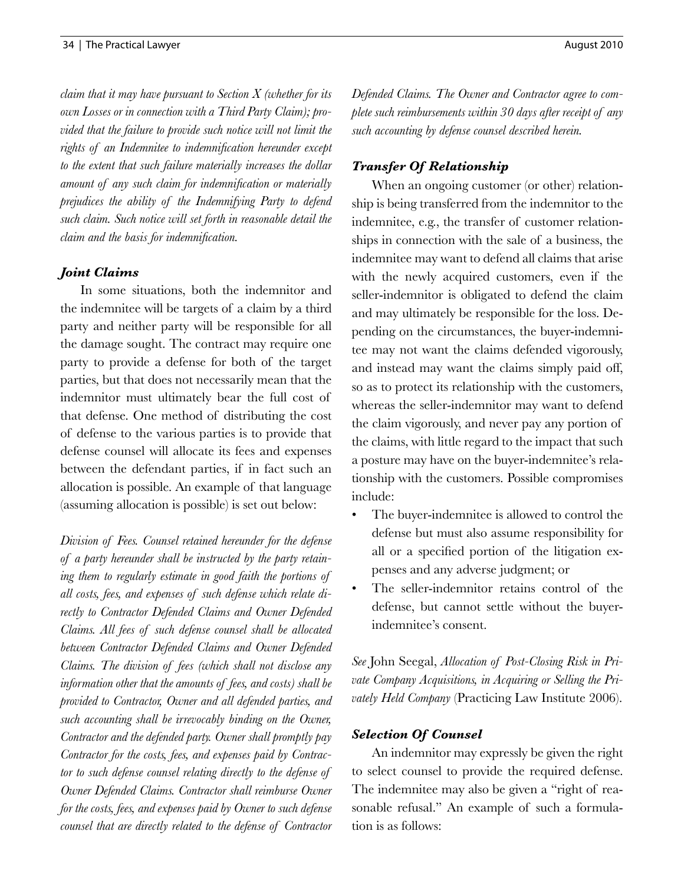*claim that it may have pursuant to Section X (whether for its own Losses or in connection with a Third Party Claim); provided that the failure to provide such notice will not limit the rights of an Indemnitee to indemnification hereunder except to the extent that such failure materially increases the dollar amount of any such claim for indemnification or materially prejudices the ability of the Indemnifying Party to defend such claim. Such notice will set forth in reasonable detail the claim and the basis for indemnification.*

### *Joint Claims*

In some situations, both the indemnitor and the indemnitee will be targets of a claim by a third party and neither party will be responsible for all the damage sought. The contract may require one party to provide a defense for both of the target parties, but that does not necessarily mean that the indemnitor must ultimately bear the full cost of that defense. One method of distributing the cost of defense to the various parties is to provide that defense counsel will allocate its fees and expenses between the defendant parties, if in fact such an allocation is possible. An example of that language (assuming allocation is possible) is set out below:

*Division of Fees. Counsel retained hereunder for the defense of a party hereunder shall be instructed by the party retaining them to regularly estimate in good faith the portions of all costs, fees, and expenses of such defense which relate directly to Contractor Defended Claims and Owner Defended Claims. All fees of such defense counsel shall be allocated between Contractor Defended Claims and Owner Defended Claims. The division of fees (which shall not disclose any information other that the amounts of fees, and costs) shall be provided to Contractor, Owner and all defended parties, and such accounting shall be irrevocably binding on the Owner, Contractor and the defended party. Owner shall promptly pay Contractor for the costs, fees, and expenses paid by Contractor to such defense counsel relating directly to the defense of Owner Defended Claims. Contractor shall reimburse Owner for the costs, fees, and expenses paid by Owner to such defense counsel that are directly related to the defense of Contractor Defended Claims. The Owner and Contractor agree to complete such reimbursements within 30 days after receipt of any such accounting by defense counsel described herein.*

### *Transfer Of Relationship*

When an ongoing customer (or other) relationship is being transferred from the indemnitor to the indemnitee, e.g., the transfer of customer relationships in connection with the sale of a business, the indemnitee may want to defend all claims that arise with the newly acquired customers, even if the seller-indemnitor is obligated to defend the claim and may ultimately be responsible for the loss. Depending on the circumstances, the buyer-indemnitee may not want the claims defended vigorously, and instead may want the claims simply paid off, so as to protect its relationship with the customers, whereas the seller-indemnitor may want to defend the claim vigorously, and never pay any portion of the claims, with little regard to the impact that such a posture may have on the buyer-indemnitee's relationship with the customers. Possible compromises include:

- The buyer-indemnitee is allowed to control the defense but must also assume responsibility for all or a specified portion of the litigation expenses and any adverse judgment; or
- The seller-indemnitor retains control of the defense, but cannot settle without the buyer-indemnitee's consent.

*See* John Seegal, *Allocation of Post-Closing Risk in Private Company Acquisitions, in Acquiring or Selling the Privately Held Company* (Practicing Law Institute 2006).

### *Selection Of Counsel*

An indemnitor may expressly be given the right to select counsel to provide the required defense. The indemnitee may also be given a "right of reasonable refusal." An example of such a formulation is as follows: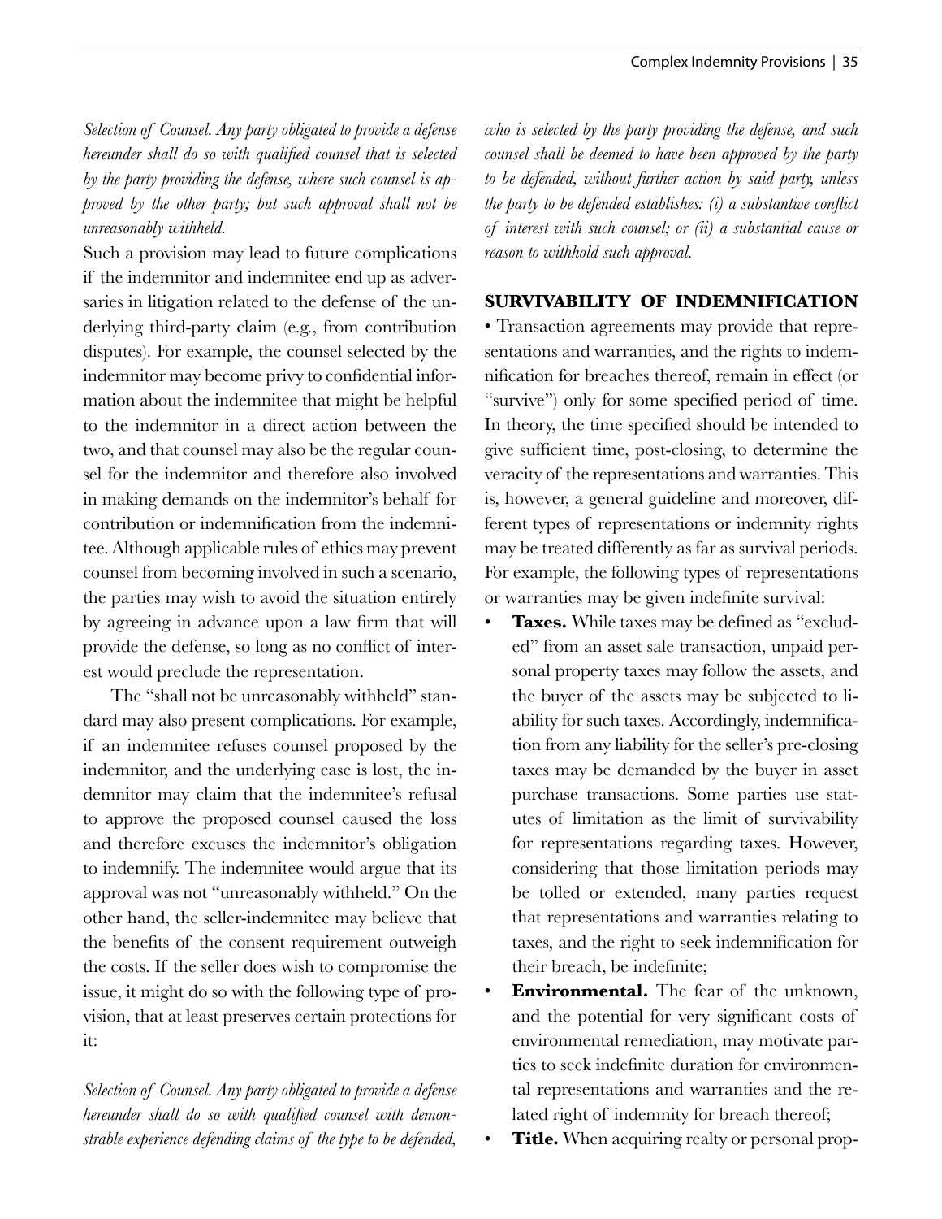*Selection of Counsel. Any party obligated to provide a defense hereunder shall do so with qualified counsel that is selected by the party providing the defense, where such counsel is approved by the other party; but such approval shall not be unreasonably withheld.*

Such a provision may lead to future complications if the indemnitor and indemnitee end up as adversaries in litigation related to the defense of the underlying third-party claim (e.g., from contribution disputes). For example, the counsel selected by the indemnitor may become privy to confidential information about the indemnitee that might be helpful to the indemnitor in a direct action between the two, and that counsel may also be the regular counsel for the indemnitor and therefore also involved in making demands on the indemnitor's behalf for contribution or indemnification from the indemnitee. Although applicable rules of ethics may prevent counsel from becoming involved in such a scenario, the parties may wish to avoid the situation entirely by agreeing in advance upon a law firm that will provide the defense, so long as no conflict of interest would preclude the representation.

The "shall not be unreasonably withheld" standard may also present complications. For example, if an indemnitee refuses counsel proposed by the indemnitor, and the underlying case is lost, the indemnitor may claim that the indemnitee's refusal to approve the proposed counsel caused the loss and therefore excuses the indemnitor's obligation to indemnify. The indemnitee would argue that its approval was not "unreasonably withheld." On the other hand, the seller-indemnitee may believe that the benefits of the consent requirement outweigh the costs. If the seller does wish to compromise the issue, it might do so with the following type of provision, that at least preserves certain protections for it:

*Selection of Counsel. Any party obligated to provide a defense hereunder shall do so with qualified counsel with demonstrable experience defending claims of the type to be defended, who is selected by the party providing the defense, and such counsel shall be deemed to have been approved by the party to be defended, without further action by said party, unless the party to be defended establishes: (i) a substantive conflict of interest with such counsel; or (ii) a substantial cause or reason to withhold such approval.*

## SURVIVABILITY OF INDEMNIFICATION

• Transaction agreements may provide that representations and warranties, and the rights to indemnification for breaches thereof, remain in effect (or "survive") only for some specified period of time. In theory, the time specified should be intended to give sufficient time, post-closing, to determine the veracity of the representations and warranties. This is, however, a general guideline and moreover, different types of representations or indemnity rights may be treated differently as far as survival periods. For example, the following types of representations or warranties may be given indefinite survival:

- **Taxes.** While taxes may be defined as "excluded" from an asset sale transaction, unpaid personal property taxes may follow the assets, and the buyer of the assets may be subjected to liability for such taxes. Accordingly, indemnification from any liability for the seller's pre-closing taxes may be demanded by the buyer in asset purchase transactions. Some parties use statutes of limitation as the limit of survivability for representations regarding taxes. However, considering that those limitation periods may be tolled or extended, many parties request that representations and warranties relating to taxes, and the right to seek indemnification for their breach, be indefinite;
- **Environmental.** The fear of the unknown, and the potential for very significant costs of environmental remediation, may motivate parties to seek indefinite duration for environmental representations and warranties and the related right of indemnity for breach thereof;
- **Title.** When acquiring realty or personal prop-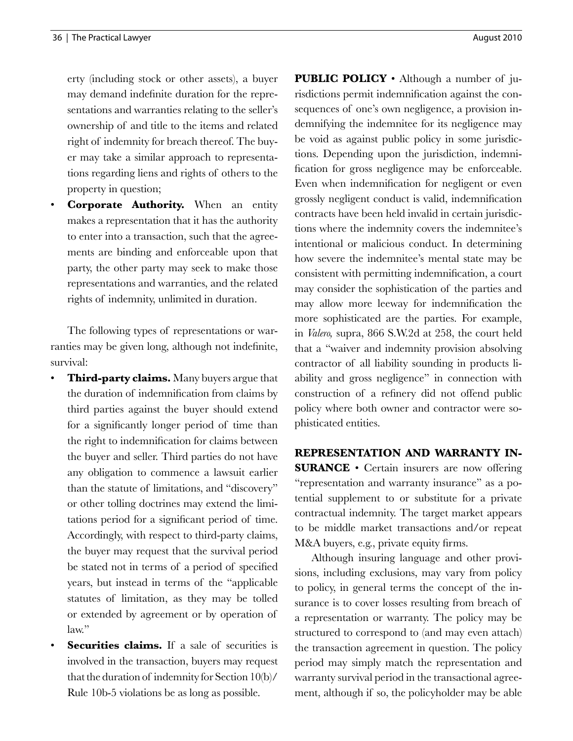erty (including stock or other assets), a buyer may demand indefinite duration for the representations and warranties relating to the seller's ownership of and title to the items and related right of indemnity for breach thereof. The buyer may take a similar approach to representations regarding liens and rights of others to the property in question;

- **Corporate Authority.** When an entity makes a representation that it has the authority to enter into a transaction, such that the agreements are binding and enforceable upon that party, the other party may seek to make those representations and warranties, and the related rights of indemnity, unlimited in duration.

The following types of representations or warranties may be given long, although not indefinite, survival:

- **Third-party claims.** Many buyers argue that the duration of indemnification from claims by third parties against the buyer should extend for a significantly longer period of time than the right to indemnification for claims between the buyer and seller. Third parties do not have any obligation to commence a lawsuit earlier than the statute of limitations, and "discovery" or other tolling doctrines may extend the limitations period for a significant period of time. Accordingly, with respect to third-party claims, the buyer may request that the survival period be stated not in terms of a period of specified years, but instead in terms of the "applicable statutes of limitation, as they may be tolled or extended by agreement or by operation of law."
- **Securities claims.** If a sale of securities is involved in the transaction, buyers may request that the duration of indemnity for Section 10(b)/Rule 10b-5 violations be as long as possible.

**PUBLIC POLICY** • Although a number of jurisdictions permit indemnification against the consequences of one's own negligence, a provision indemnifying the indemnitee for its negligence may be void as against public policy in some jurisdictions. Depending upon the jurisdiction, indemnification for gross negligence may be enforceable. Even when indemnification for negligent or even grossly negligent conduct is valid, indemnification contracts have been held invalid in certain jurisdictions where the indemnity covers the indemnitee's intentional or malicious conduct. In determining how severe the indemnitee's mental state may be consistent with permitting indemnification, a court may consider the sophistication of the parties and may allow more leeway for indemnification the more sophisticated are the parties. For example, in *Valero,* supra, 866 S.W.2d at 258, the court held that a "waiver and indemnity provision absolving contractor of all liability sounding in products liability and gross negligence" in connection with construction of a refinery did not offend public policy where both owner and contractor were sophisticated entities.

**REPRESENTATION AND WARRANTY INSURANCE** • Certain insurers are now offering "representation and warranty insurance" as a potential supplement to or substitute for a private contractual indemnity. The target market appears to be middle market transactions and/or repeat M&A buyers, e.g., private equity firms.

Although insuring language and other provisions, including exclusions, may vary from policy to policy, in general terms the concept of the insurance is to cover losses resulting from breach of a representation or warranty. The policy may be structured to correspond to (and may even attach) the transaction agreement in question. The policy period may simply match the representation and warranty survival period in the transactional agreement, although if so, the policyholder may be able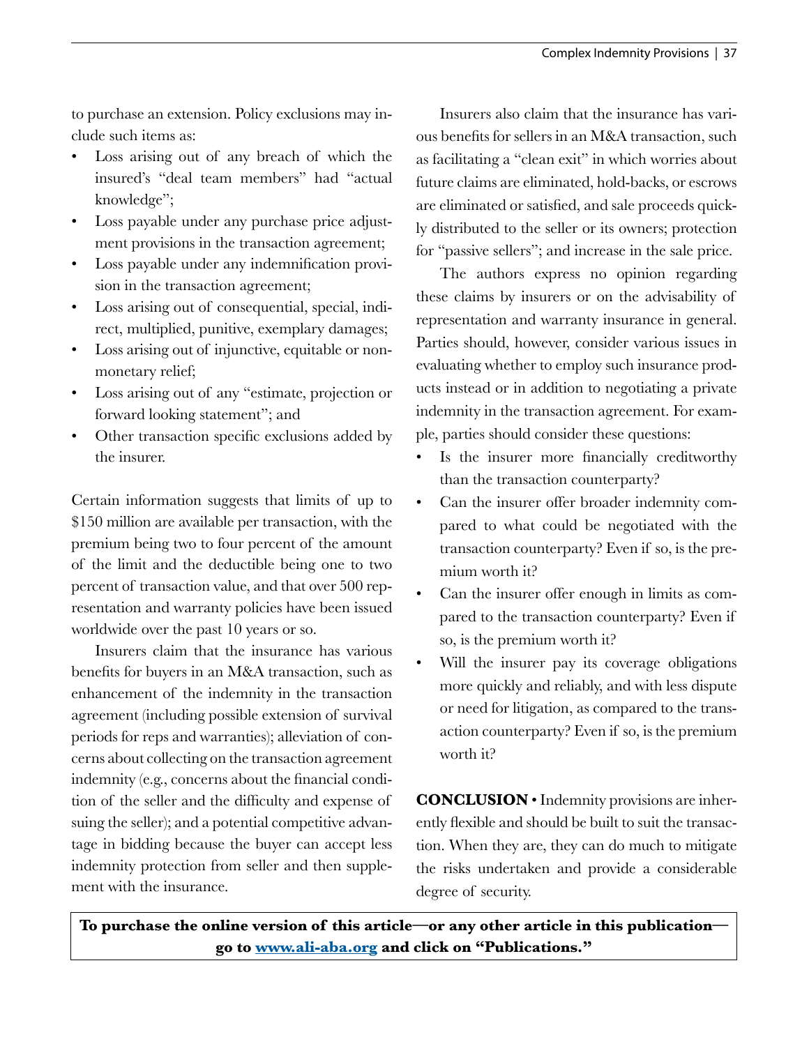to purchase an extension. Policy exclusions may include such items as:

- Loss arising out of any breach of which the insured's "deal team members" had "actual knowledge";
- Loss payable under any purchase price adjustment provisions in the transaction agreement;
- Loss payable under any indemnification provision in the transaction agreement;
- Loss arising out of consequential, special, indirect, multiplied, punitive, exemplary damages;
- Loss arising out of injunctive, equitable or non-monetary relief;
- Loss arising out of any "estimate, projection or forward looking statement"; and
- Other transaction specific exclusions added by the insurer.

Certain information suggests that limits of up to $150 million are available per transaction, with the premium being two to four percent of the amount of the limit and the deductible being one to two percent of transaction value, and that over 500 representation and warranty policies have been issued worldwide over the past 10 years or so.

Insurers claim that the insurance has various benefits for buyers in an M&A transaction, such as enhancement of the indemnity in the transaction agreement (including possible extension of survival periods for reps and warranties); alleviation of concerns about collecting on the transaction agreement indemnity (e.g., concerns about the financial condition of the seller and the difficulty and expense of suing the seller); and a potential competitive advantage in bidding because the buyer can accept less indemnity protection from seller and then supplement with the insurance.

Insurers also claim that the insurance has various benefits for sellers in an M&A transaction, such as facilitating a "clean exit" in which worries about future claims are eliminated, hold-backs, or escrows are eliminated or satisfied, and sale proceeds quickly distributed to the seller or its owners; protection for "passive sellers"; and increase in the sale price.

The authors express no opinion regarding these claims by insurers or on the advisability of representation and warranty insurance in general. Parties should, however, consider various issues in evaluating whether to employ such insurance products instead or in addition to negotiating a private indemnity in the transaction agreement. For example, parties should consider these questions:

- Is the insurer more financially creditworthy than the transaction counterparty?
- Can the insurer offer broader indemnity compared to what could be negotiated with the transaction counterparty? Even if so, is the premium worth it?
- Can the insurer offer enough in limits as compared to the transaction counterparty? Even if so, is the premium worth it?
- Will the insurer pay its coverage obligations more quickly and reliably, and with less dispute or need for litigation, as compared to the transaction counterparty? Even if so, is the premium worth it?

**CONCLUSION** • Indemnity provisions are inherently flexible and should be built to suit the transaction. When they are, they can do much to mitigate the risks undertaken and provide a considerable degree of security.

**To purchase the online version of this article—or any other article in this publication—go to [www.ali-aba.org](www.ali-aba.org) and click on "Publications."**